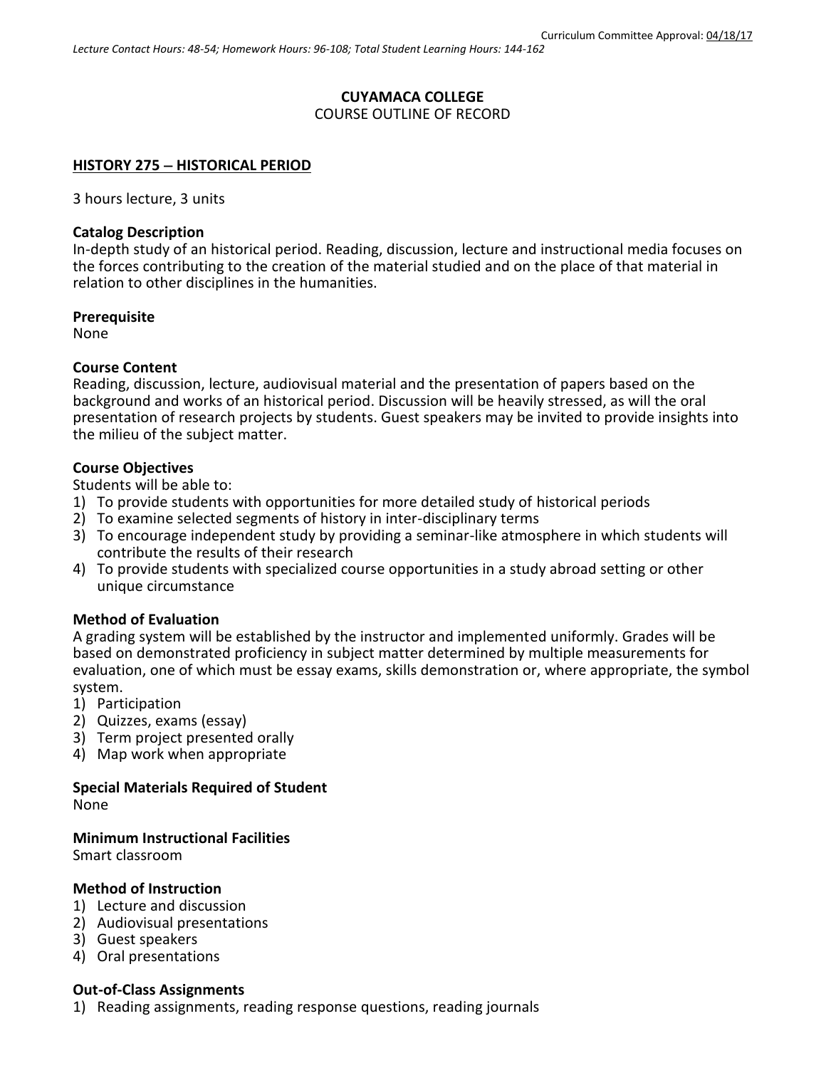Curriculum Committee Approval: 04/18/17

*Lecture Contact Hours: 48-54; Homework Hours: 96-108; Total Student Learning Hours: 144-162*

**CUYAMACA COLLEGE**

COURSE OUTLINE OF RECORD

**HISTORY 275 – HISTORICAL PERIOD**

3 hours lecture, 3 units

**Catalog Description**

In-depth study of an historical period. Reading, discussion, lecture and instructional media focuses on the forces contributing to the creation of the material studied and on the place of that material in relation to other disciplines in the humanities.

**Prerequisite**

None

**Course Content**

Reading, discussion, lecture, audiovisual material and the presentation of papers based on the background and works of an historical period. Discussion will be heavily stressed, as will the oral presentation of research projects by students. Guest speakers may be invited to provide insights into the milieu of the subject matter.

**Course Objectives**

Students will be able to:

1) To provide students with opportunities for more detailed study of historical periods
2) To examine selected segments of history in inter-disciplinary terms
3) To encourage independent study by providing a seminar-like atmosphere in which students will contribute the results of their research
4) To provide students with specialized course opportunities in a study abroad setting or other unique circumstance

**Method of Evaluation**

A grading system will be established by the instructor and implemented uniformly. Grades will be based on demonstrated proficiency in subject matter determined by multiple measurements for evaluation, one of which must be essay exams, skills demonstration or, where appropriate, the symbol system.

1) Participation
2) Quizzes, exams (essay)
3) Term project presented orally
4) Map work when appropriate

**Special Materials Required of Student**

None

**Minimum Instructional Facilities**

Smart classroom

**Method of Instruction**

1) Lecture and discussion
2) Audiovisual presentations
3) Guest speakers
4) Oral presentations

**Out-of-Class Assignments**

1) Reading assignments, reading response questions, reading journals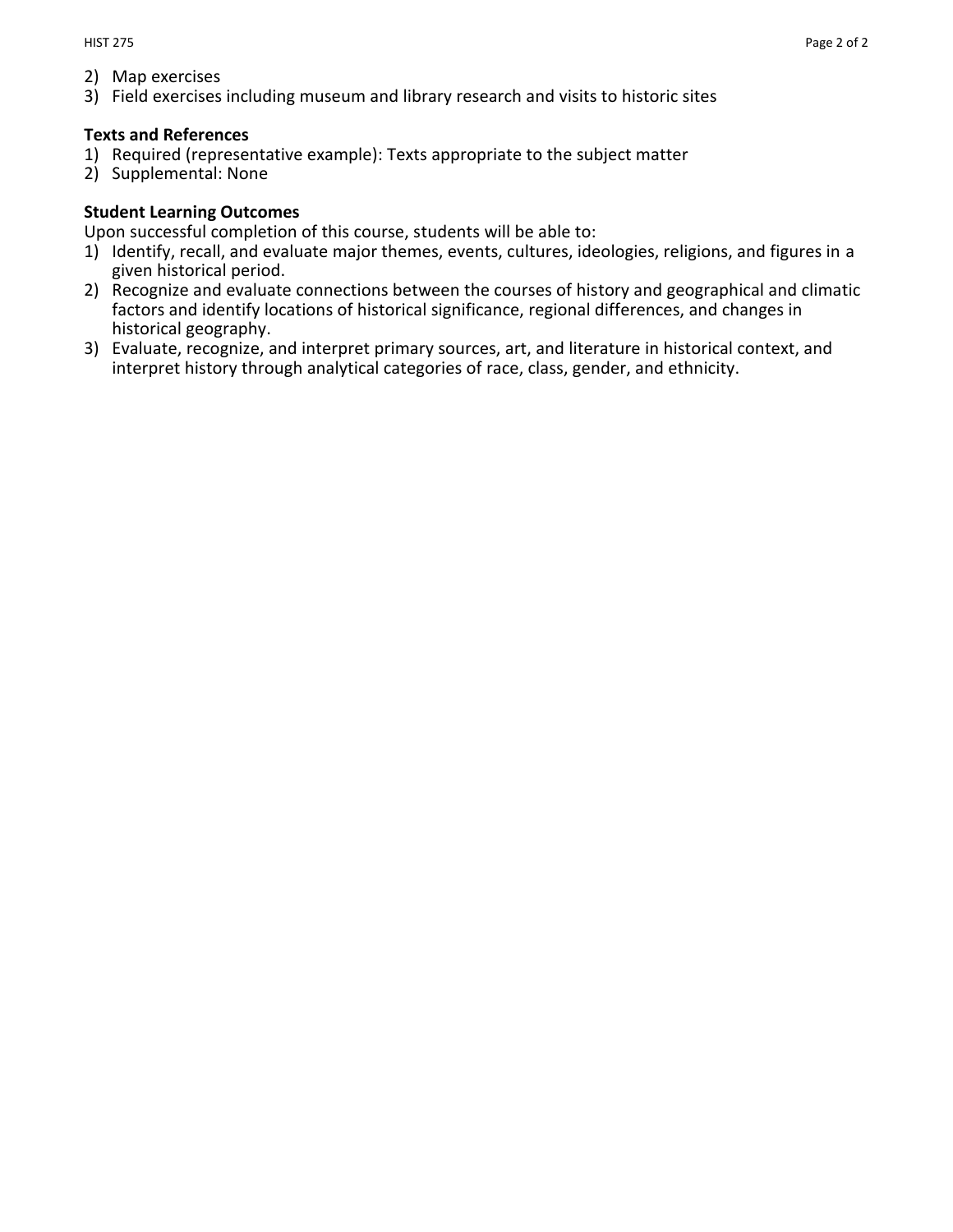2) Map exercises
3) Field exercises including museum and library research and visits to historic sites

**Texts and References**

1) Required (representative example): Texts appropriate to the subject matter
2) Supplemental: None

**Student Learning Outcomes**

Upon successful completion of this course, students will be able to:

1) Identify, recall, and evaluate major themes, events, cultures, ideologies, religions, and figures in a given historical period.
2) Recognize and evaluate connections between the courses of history and geographical and climatic factors and identify locations of historical significance, regional differences, and changes in historical geography.
3) Evaluate, recognize, and interpret primary sources, art, and literature in historical context, and interpret history through analytical categories of race, class, gender, and ethnicity.